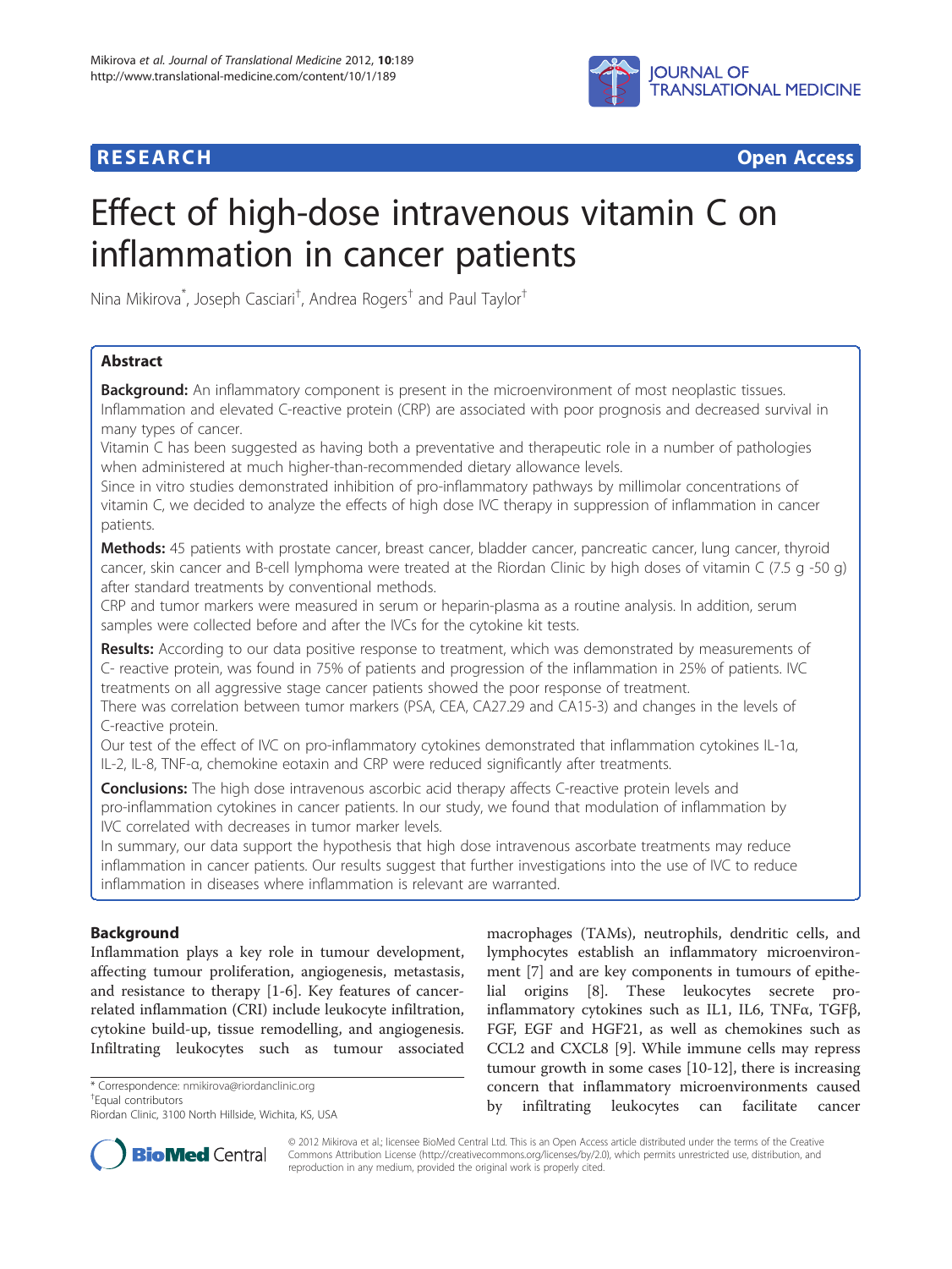**RESEARCH** **Open Access**

# Effect of high-dose intravenous vitamin C on inflammation in cancer patients

Nina Mikirova*, Joseph Casciari†, Andrea Rogers† and Paul Taylor†

## Abstract

**Background:** An inflammatory component is present in the microenvironment of most neoplastic tissues. Inflammation and elevated C-reactive protein (CRP) are associated with poor prognosis and decreased survival in many types of cancer.

Vitamin C has been suggested as having both a preventative and therapeutic role in a number of pathologies when administered at much higher-than-recommended dietary allowance levels.

Since in vitro studies demonstrated inhibition of pro-inflammatory pathways by millimolar concentrations of vitamin C, we decided to analyze the effects of high dose IVC therapy in suppression of inflammation in cancer patients.

**Methods:** 45 patients with prostate cancer, breast cancer, bladder cancer, pancreatic cancer, lung cancer, thyroid cancer, skin cancer and B-cell lymphoma were treated at the Riordan Clinic by high doses of vitamin C (7.5 g -50 g) after standard treatments by conventional methods.

CRP and tumor markers were measured in serum or heparin-plasma as a routine analysis. In addition, serum samples were collected before and after the IVCs for the cytokine kit tests.

**Results:** According to our data positive response to treatment, which was demonstrated by measurements of C- reactive protein, was found in 75% of patients and progression of the inflammation in 25% of patients. IVC treatments on all aggressive stage cancer patients showed the poor response of treatment.

There was correlation between tumor markers (PSA, CEA, CA27.29 and CA15-3) and changes in the levels of C-reactive protein.

Our test of the effect of IVC on pro-inflammatory cytokines demonstrated that inflammation cytokines IL-1α, IL-2, IL-8, TNF-α, chemokine eotaxin and CRP were reduced significantly after treatments.

**Conclusions:** The high dose intravenous ascorbic acid therapy affects C-reactive protein levels and pro-inflammation cytokines in cancer patients. In our study, we found that modulation of inflammation by IVC correlated with decreases in tumor marker levels.

In summary, our data support the hypothesis that high dose intravenous ascorbate treatments may reduce inflammation in cancer patients. Our results suggest that further investigations into the use of IVC to reduce inflammation in diseases where inflammation is relevant are warranted.

## Background

Inflammation plays a key role in tumour development, affecting tumour proliferation, angiogenesis, metastasis, and resistance to therapy [1-6]. Key features of cancer-related inflammation (CRI) include leukocyte infiltration, cytokine build-up, tissue remodelling, and angiogenesis. Infiltrating leukocytes such as tumour associated macrophages (TAMs), neutrophils, dendritic cells, and lymphocytes establish an inflammatory microenvironment [7] and are key components in tumours of epithelial origins [8]. These leukocytes secrete pro-inflammatory cytokines such as IL1, IL6, TNFα, TGFβ, FGF, EGF and HGF21, as well as chemokines such as CCL2 and CXCL8 [9]. While immune cells may repress tumour growth in some cases [10-12], there is increasing concern that inflammatory microenvironments caused by infiltrating leukocytes can facilitate cancer

\* Correspondence: nmikirova@riordanclinic.org
†Equal contributors
Riordan Clinic, 3100 North Hillside, Wichita, KS, USA

© 2012 Mikirova et al.; licensee BioMed Central Ltd. This is an Open Access article distributed under the terms of the Creative Commons Attribution License (http://creativecommons.org/licenses/by/2.0), which permits unrestricted use, distribution, and reproduction in any medium, provided the original work is properly cited.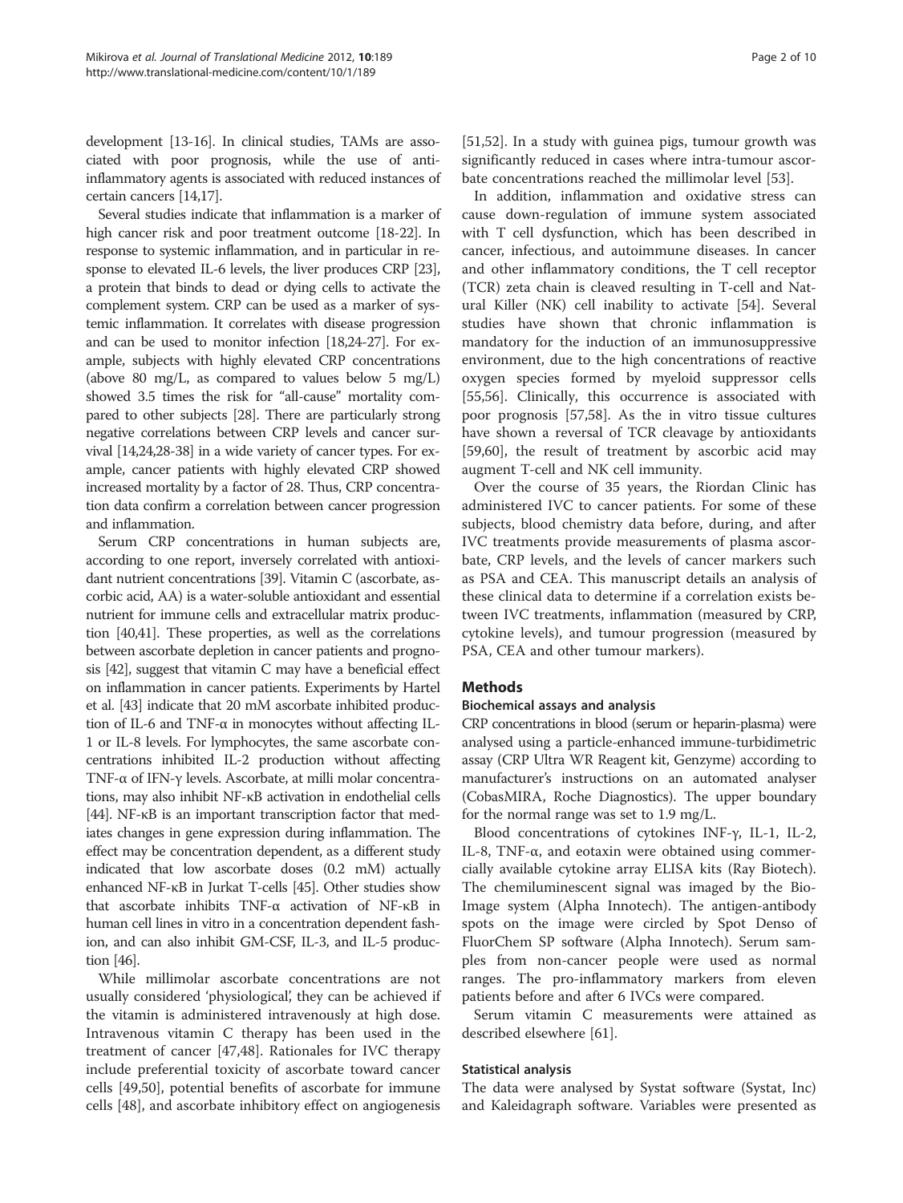development [13-16]. In clinical studies, TAMs are associated with poor prognosis, while the use of anti-inflammatory agents is associated with reduced instances of certain cancers [14,17].

Several studies indicate that inflammation is a marker of high cancer risk and poor treatment outcome [18-22]. In response to systemic inflammation, and in particular in response to elevated IL-6 levels, the liver produces CRP [23], a protein that binds to dead or dying cells to activate the complement system. CRP can be used as a marker of systemic inflammation. It correlates with disease progression and can be used to monitor infection [18,24-27]. For example, subjects with highly elevated CRP concentrations (above 80 mg/L, as compared to values below 5 mg/L) showed 3.5 times the risk for "all-cause" mortality compared to other subjects [28]. There are particularly strong negative correlations between CRP levels and cancer survival [14,24,28-38] in a wide variety of cancer types. For example, cancer patients with highly elevated CRP showed increased mortality by a factor of 28. Thus, CRP concentration data confirm a correlation between cancer progression and inflammation.

Serum CRP concentrations in human subjects are, according to one report, inversely correlated with antioxidant nutrient concentrations [39]. Vitamin C (ascorbate, ascorbic acid, AA) is a water-soluble antioxidant and essential nutrient for immune cells and extracellular matrix production [40,41]. These properties, as well as the correlations between ascorbate depletion in cancer patients and prognosis [42], suggest that vitamin C may have a beneficial effect on inflammation in cancer patients. Experiments by Hartel et al. [43] indicate that 20 mM ascorbate inhibited production of IL-6 and TNF-α in monocytes without affecting IL-1 or IL-8 levels. For lymphocytes, the same ascorbate concentrations inhibited IL-2 production without affecting TNF-α of IFN-γ levels. Ascorbate, at milli molar concentrations, may also inhibit NF-κB activation in endothelial cells [44]. NF-κB is an important transcription factor that mediates changes in gene expression during inflammation. The effect may be concentration dependent, as a different study indicated that low ascorbate doses (0.2 mM) actually enhanced NF-κB in Jurkat T-cells [45]. Other studies show that ascorbate inhibits TNF-α activation of NF-κB in human cell lines in vitro in a concentration dependent fashion, and can also inhibit GM-CSF, IL-3, and IL-5 production [46].

While millimolar ascorbate concentrations are not usually considered 'physiological', they can be achieved if the vitamin is administered intravenously at high dose. Intravenous vitamin C therapy has been used in the treatment of cancer [47,48]. Rationales for IVC therapy include preferential toxicity of ascorbate toward cancer cells [49,50], potential benefits of ascorbate for immune cells [48], and ascorbate inhibitory effect on angiogenesis [51,52]. In a study with guinea pigs, tumour growth was significantly reduced in cases where intra-tumour ascorbate concentrations reached the millimolar level [53].

In addition, inflammation and oxidative stress can cause down-regulation of immune system associated with T cell dysfunction, which has been described in cancer, infectious, and autoimmune diseases. In cancer and other inflammatory conditions, the T cell receptor (TCR) zeta chain is cleaved resulting in T-cell and Natural Killer (NK) cell inability to activate [54]. Several studies have shown that chronic inflammation is mandatory for the induction of an immunosuppressive environment, due to the high concentrations of reactive oxygen species formed by myeloid suppressor cells [55,56]. Clinically, this occurrence is associated with poor prognosis [57,58]. As the in vitro tissue cultures have shown a reversal of TCR cleavage by antioxidants [59,60], the result of treatment by ascorbic acid may augment T-cell and NK cell immunity.

Over the course of 35 years, the Riordan Clinic has administered IVC to cancer patients. For some of these subjects, blood chemistry data before, during, and after IVC treatments provide measurements of plasma ascorbate, CRP levels, and the levels of cancer markers such as PSA and CEA. This manuscript details an analysis of these clinical data to determine if a correlation exists between IVC treatments, inflammation (measured by CRP, cytokine levels), and tumour progression (measured by PSA, CEA and other tumour markers).

## Methods

### Biochemical assays and analysis

CRP concentrations in blood (serum or heparin-plasma) were analysed using a particle-enhanced immune-turbidimetric assay (CRP Ultra WR Reagent kit, Genzyme) according to manufacturer's instructions on an automated analyser (CobasMIRA, Roche Diagnostics). The upper boundary for the normal range was set to 1.9 mg/L.

Blood concentrations of cytokines INF-γ, IL-1, IL-2, IL-8, TNF-α, and eotaxin were obtained using commercially available cytokine array ELISA kits (Ray Biotech). The chemiluminescent signal was imaged by the Bio-Image system (Alpha Innotech). The antigen-antibody spots on the image were circled by Spot Denso of FluorChem SP software (Alpha Innotech). Serum samples from non-cancer people were used as normal ranges. The pro-inflammatory markers from eleven patients before and after 6 IVCs were compared.

Serum vitamin C measurements were attained as described elsewhere [61].

### Statistical analysis

The data were analysed by Systat software (Systat, Inc) and Kaleidagraph software. Variables were presented as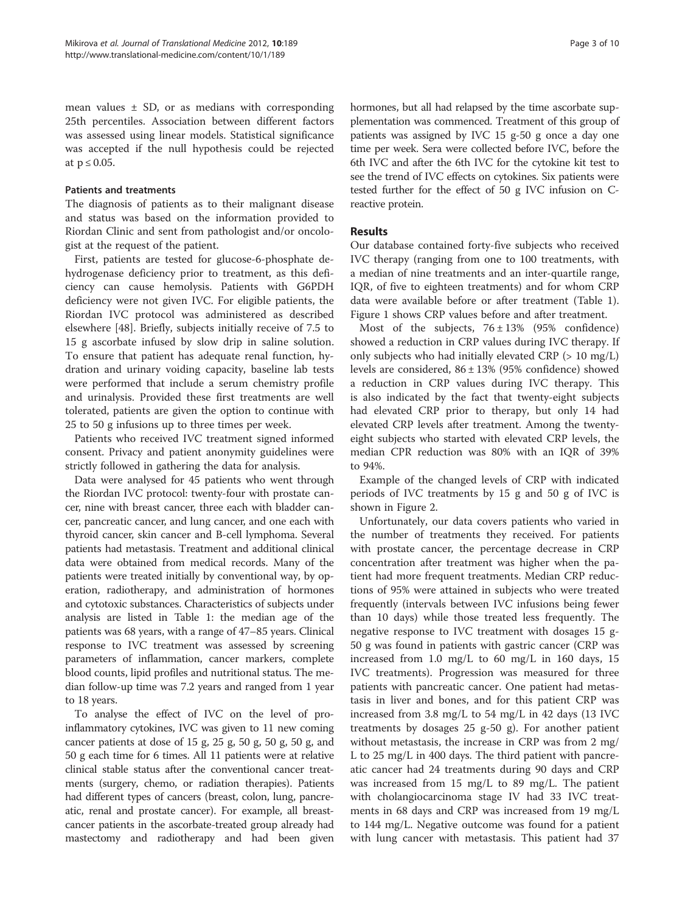mean values ± SD, or as medians with corresponding 25th percentiles. Association between different factors was assessed using linear models. Statistical significance was accepted if the null hypothesis could be rejected at $p \leq 0.05$.

### Patients and treatments

The diagnosis of patients as to their malignant disease and status was based on the information provided to Riordan Clinic and sent from pathologist and/or oncologist at the request of the patient.

First, patients are tested for glucose-6-phosphate dehydrogenase deficiency prior to treatment, as this deficiency can cause hemolysis. Patients with G6PDH deficiency were not given IVC. For eligible patients, the Riordan IVC protocol was administered as described elsewhere [48]. Briefly, subjects initially receive of 7.5 to 15 g ascorbate infused by slow drip in saline solution. To ensure that patient has adequate renal function, hydration and urinary voiding capacity, baseline lab tests were performed that include a serum chemistry profile and urinalysis. Provided these first treatments are well tolerated, patients are given the option to continue with 25 to 50 g infusions up to three times per week.

Patients who received IVC treatment signed informed consent. Privacy and patient anonymity guidelines were strictly followed in gathering the data for analysis.

Data were analysed for 45 patients who went through the Riordan IVC protocol: twenty-four with prostate cancer, nine with breast cancer, three each with bladder cancer, pancreatic cancer, and lung cancer, and one each with thyroid cancer, skin cancer and B-cell lymphoma. Several patients had metastasis. Treatment and additional clinical data were obtained from medical records. Many of the patients were treated initially by conventional way, by operation, radiotherapy, and administration of hormones and cytotoxic substances. Characteristics of subjects under analysis are listed in Table 1: the median age of the patients was 68 years, with a range of 47–85 years. Clinical response to IVC treatment was assessed by screening parameters of inflammation, cancer markers, complete blood counts, lipid profiles and nutritional status. The median follow-up time was 7.2 years and ranged from 1 year to 18 years.

To analyse the effect of IVC on the level of pro-inflammatory cytokines, IVC was given to 11 new coming cancer patients at dose of 15 g, 25 g, 50 g, 50 g, 50 g, and 50 g each time for 6 times. All 11 patients were at relative clinical stable status after the conventional cancer treatments (surgery, chemo, or radiation therapies). Patients had different types of cancers (breast, colon, lung, pancreatic, renal and prostate cancer). For example, all breast-cancer patients in the ascorbate-treated group already had mastectomy and radiotherapy and had been given hormones, but all had relapsed by the time ascorbate supplementation was commenced. Treatment of this group of patients was assigned by IVC 15 g-50 g once a day one time per week. Sera were collected before IVC, before the 6th IVC and after the 6th IVC for the cytokine kit test to see the trend of IVC effects on cytokines. Six patients were tested further for the effect of 50 g IVC infusion on C-reactive protein.

## Results

Our database contained forty-five subjects who received IVC therapy (ranging from one to 100 treatments, with a median of nine treatments and an inter-quartile range, IQR, of five to eighteen treatments) and for whom CRP data were available before or after treatment (Table 1). Figure 1 shows CRP values before and after treatment.

Most of the subjects, 76 ± 13% (95% confidence) showed a reduction in CRP values during IVC therapy. If only subjects who had initially elevated CRP (> 10 mg/L) levels are considered, 86 ± 13% (95% confidence) showed a reduction in CRP values during IVC therapy. This is also indicated by the fact that twenty-eight subjects had elevated CRP prior to therapy, but only 14 had elevated CRP levels after treatment. Among the twenty-eight subjects who started with elevated CRP levels, the median CPR reduction was 80% with an IQR of 39% to 94%.

Example of the changed levels of CRP with indicated periods of IVC treatments by 15 g and 50 g of IVC is shown in Figure 2.

Unfortunately, our data covers patients who varied in the number of treatments they received. For patients with prostate cancer, the percentage decrease in CRP concentration after treatment was higher when the patient had more frequent treatments. Median CRP reductions of 95% were attained in subjects who were treated frequently (intervals between IVC infusions being fewer than 10 days) while those treated less frequently. The negative response to IVC treatment with dosages 15 g-50 g was found in patients with gastric cancer (CRP was increased from 1.0 mg/L to 60 mg/L in 160 days, 15 IVC treatments). Progression was measured for three patients with pancreatic cancer. One patient had metastasis in liver and bones, and for this patient CRP was increased from 3.8 mg/L to 54 mg/L in 42 days (13 IVC treatments by dosages 25 g-50 g). For another patient without metastasis, the increase in CRP was from 2 mg/L to 25 mg/L in 400 days. The third patient with pancreatic cancer had 24 treatments during 90 days and CRP was increased from 15 mg/L to 89 mg/L. The patient with cholangiocarcinoma stage IV had 33 IVC treatments in 68 days and CRP was increased from 19 mg/L to 144 mg/L. Negative outcome was found for a patient with lung cancer with metastasis. This patient had 37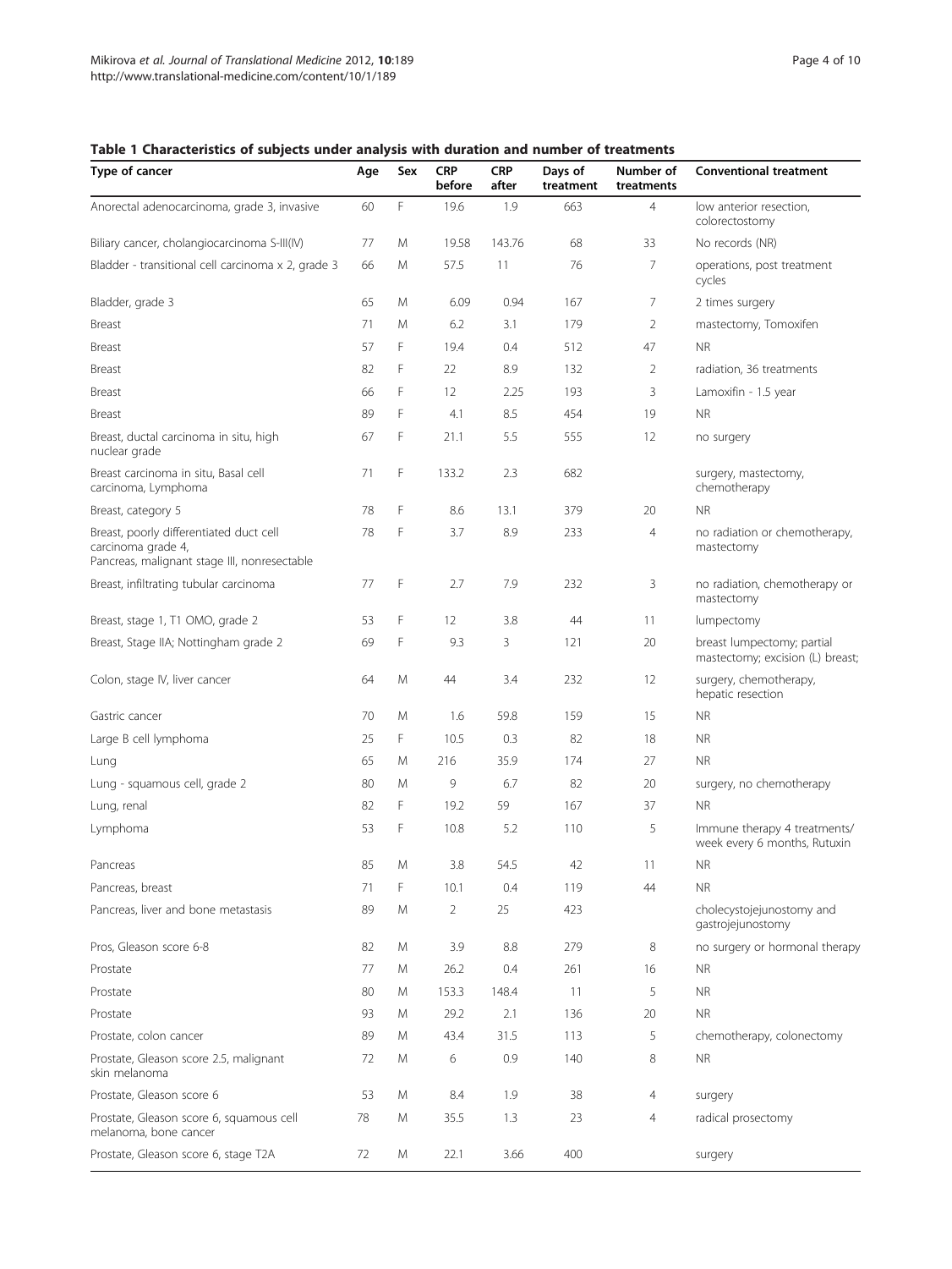**Table 1 Characteristics of subjects under analysis with duration and number of treatments**

| Type of cancer | Age | Sex | CRP before | CRP after | Days of treatment | Number of treatments | Conventional treatment |
|---|---|---|---|---|---|---|---|
| Anorectal adenocarcinoma, grade 3, invasive | 60 | F | 19.6 | 1.9 | 663 | 4 | low anterior resection, colorectostomy |
| Biliary cancer, cholangiocarcinoma S-III(IV) | 77 | M | 19.58 | 143.76 | 68 | 33 | No records (NR) |
| Bladder - transitional cell carcinoma x 2, grade 3 | 66 | M | 57.5 | 11 | 76 | 7 | operations, post treatment cycles |
| Bladder, grade 3 | 65 | M | 6.09 | 0.94 | 167 | 7 | 2 times surgery |
| Breast | 71 | M | 6.2 | 3.1 | 179 | 2 | mastectomy, Tomoxifen |
| Breast | 57 | F | 19.4 | 0.4 | 512 | 47 | NR |
| Breast | 82 | F | 22 | 8.9 | 132 | 2 | radiation, 36 treatments |
| Breast | 66 | F | 12 | 2.25 | 193 | 3 | Lamoxifin - 1.5 year |
| Breast | 89 | F | 4.1 | 8.5 | 454 | 19 | NR |
| Breast, ductal carcinoma in situ, high nuclear grade | 67 | F | 21.1 | 5.5 | 555 | 12 | no surgery |
| Breast carcinoma in situ, Basal cell carcinoma, Lymphoma | 71 | F | 133.2 | 2.3 | 682 | | surgery, mastectomy, chemotherapy |
| Breast, category 5 | 78 | F | 8.6 | 13.1 | 379 | 20 | NR |
| Breast, poorly differentiated duct cell carcinoma grade 4, Pancreas, malignant stage III, nonresectable | 78 | F | 3.7 | 8.9 | 233 | 4 | no radiation or chemotherapy, mastectomy |
| Breast, infiltrating tubular carcinoma | 77 | F | 2.7 | 7.9 | 232 | 3 | no radiation, chemotherapy or mastectomy |
| Breast, stage 1, T1 OMO, grade 2 | 53 | F | 12 | 3.8 | 44 | 11 | lumpectomy |
| Breast, Stage IIA; Nottingham grade 2 | 69 | F | 9.3 | 3 | 121 | 20 | breast lumpectomy; partial mastectomy; excision (L) breast; |
| Colon, stage IV, liver cancer | 64 | M | 44 | 3.4 | 232 | 12 | surgery, chemotherapy, hepatic resection |
| Gastric cancer | 70 | M | 1.6 | 59.8 | 159 | 15 | NR |
| Large B cell lymphoma | 25 | F | 10.5 | 0.3 | 82 | 18 | NR |
| Lung | 65 | M | 216 | 35.9 | 174 | 27 | NR |
| Lung - squamous cell, grade 2 | 80 | M | 9 | 6.7 | 82 | 20 | surgery, no chemotherapy |
| Lung, renal | 82 | F | 19.2 | 59 | 167 | 37 | NR |
| Lymphoma | 53 | F | 10.8 | 5.2 | 110 | 5 | Immune therapy 4 treatments/ week every 6 months, Rutuxin |
| Pancreas | 85 | M | 3.8 | 54.5 | 42 | 11 | NR |
| Pancreas, breast | 71 | F | 10.1 | 0.4 | 119 | 44 | NR |
| Pancreas, liver and bone metastasis | 89 | M | 2 | 25 | 423 | | cholecystojejunostomy and gastrojejunostomy |
| Pros, Gleason score 6-8 | 82 | M | 3.9 | 8.8 | 279 | 8 | no surgery or hormonal therapy |
| Prostate | 77 | M | 26.2 | 0.4 | 261 | 16 | NR |
| Prostate | 80 | M | 153.3 | 148.4 | 11 | 5 | NR |
| Prostate | 93 | M | 29.2 | 2.1 | 136 | 20 | NR |
| Prostate, colon cancer | 89 | M | 43.4 | 31.5 | 113 | 5 | chemotherapy, colonectomy |
| Prostate, Gleason score 2.5, malignant skin melanoma | 72 | M | 6 | 0.9 | 140 | 8 | NR |
| Prostate, Gleason score 6 | 53 | M | 8.4 | 1.9 | 38 | 4 | surgery |
| Prostate, Gleason score 6, squamous cell melanoma, bone cancer | 78 | M | 35.5 | 1.3 | 23 | 4 | radical prosectomy |
| Prostate, Gleason score 6, stage T2A | 72 | M | 22.1 | 3.66 | 400 | | surgery |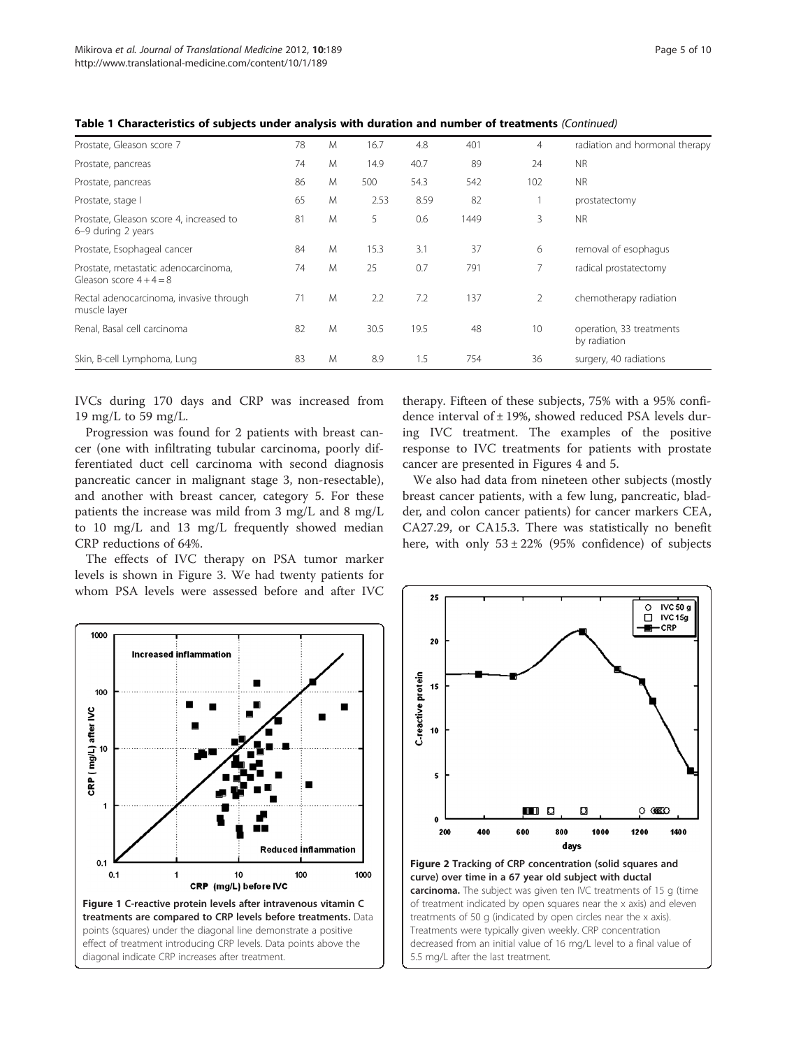**Table 1 Characteristics of subjects under analysis with duration and number of treatments** *(Continued)*

| | | | | | | | |
|---|---|---|---|---|---|---|---|
| Prostate, Gleason score 7 | 78 | M | 16.7 | 4.8 | 401 | 4 | radiation and hormonal therapy |
| Prostate, pancreas | 74 | M | 14.9 | 40.7 | 89 | 24 | NR |
| Prostate, pancreas | 86 | M | 500 | 54.3 | 542 | 102 | NR |
| Prostate, stage I | 65 | M | 2.53 | 8.59 | 82 | 1 | prostatectomy |
| Prostate, Gleason score 4, increased to 6–9 during 2 years | 81 | M | 5 | 0.6 | 1449 | 3 | NR |
| Prostate, Esophageal cancer | 84 | M | 15.3 | 3.1 | 37 | 6 | removal of esophagus |
| Prostate, metastatic adenocarcinoma, Gleason score 4 + 4 = 8 | 74 | M | 25 | 0.7 | 791 | 7 | radical prostatectomy |
| Rectal adenocarcinoma, invasive through muscle layer | 71 | M | 2.2 | 7.2 | 137 | 2 | chemotherapy radiation |
| Renal, Basal cell carcinoma | 82 | M | 30.5 | 19.5 | 48 | 10 | operation, 33 treatments by radiation |
| Skin, B-cell Lymphoma, Lung | 83 | M | 8.9 | 1.5 | 754 | 36 | surgery, 40 radiations |

IVCs during 170 days and CRP was increased from 19 mg/L to 59 mg/L.

Progression was found for 2 patients with breast cancer (one with infiltrating tubular carcinoma, poorly differentiated duct cell carcinoma with second diagnosis pancreatic cancer in malignant stage 3, non-resectable), and another with breast cancer, category 5. For these patients the increase was mild from 3 mg/L and 8 mg/L to 10 mg/L and 13 mg/L frequently showed median CRP reductions of 64%.

The effects of IVC therapy on PSA tumor marker levels is shown in Figure 3. We had twenty patients for whom PSA levels were assessed before and after IVC therapy. Fifteen of these subjects, 75% with a 95% confidence interval of ± 19%, showed reduced PSA levels during IVC treatment. The examples of the positive response to IVC treatments for patients with prostate cancer are presented in Figures 4 and 5.

We also had data from nineteen other subjects (mostly breast cancer patients, with a few lung, pancreatic, bladder, and colon cancer patients) for cancer markers CEA, CA27.29, or CA15.3. There was statistically no benefit here, with only 53 ± 22% (95% confidence) of subjects

**Figure 1 C-reactive protein levels after intravenous vitamin C treatments are compared to CRP levels before treatments.** Data points (squares) under the diagonal line demonstrate a positive effect of treatment introducing CRP levels. Data points above the diagonal indicate CRP increases after treatment.

**Figure 2 Tracking of CRP concentration (solid squares and curve) over time in a 67 year old subject with ductal carcinoma.** The subject was given ten IVC treatments of 15 g (time of treatment indicated by open squares near the x axis) and eleven treatments of 50 g (indicated by open circles near the x axis). Treatments were typically given weekly. CRP concentration decreased from an initial value of 16 mg/L level to a final value of 5.5 mg/L after the last treatment.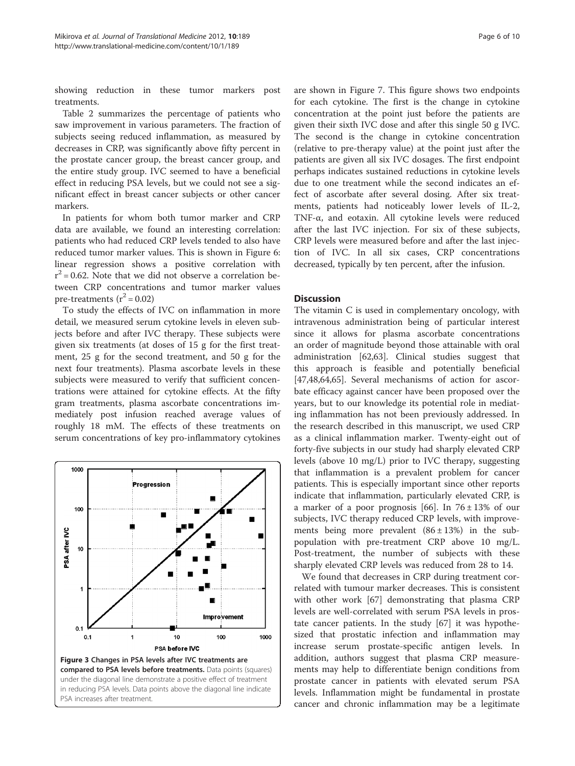showing reduction in these tumor markers post treatments.

Table 2 summarizes the percentage of patients who saw improvement in various parameters. The fraction of subjects seeing reduced inflammation, as measured by decreases in CRP, was significantly above fifty percent in the prostate cancer group, the breast cancer group, and the entire study group. IVC seemed to have a beneficial effect in reducing PSA levels, but we could not see a significant effect in breast cancer subjects or other cancer markers.

In patients for whom both tumor marker and CRP data are available, we found an interesting correlation: patients who had reduced CRP levels tended to also have reduced tumor marker values. This is shown in Figure 6: linear regression shows a positive correlation with $r^2 = 0.62$. Note that we did not observe a correlation between CRP concentrations and tumor marker values pre-treatments ($r^2 = 0.02$)

To study the effects of IVC on inflammation in more detail, we measured serum cytokine levels in eleven subjects before and after IVC therapy. These subjects were given six treatments (at doses of 15 g for the first treatment, 25 g for the second treatment, and 50 g for the next four treatments). Plasma ascorbate levels in these subjects were measured to verify that sufficient concentrations were attained for cytokine effects. At the fifty gram treatments, plasma ascorbate concentrations immediately post infusion reached average values of roughly 18 mM. The effects of these treatments on serum concentrations of key pro-inflammatory cytokines are shown in Figure 7. This figure shows two endpoints for each cytokine. The first is the change in cytokine concentration at the point just before the patients are given their sixth IVC dose and after this single 50 g IVC. The second is the change in cytokine concentration (relative to pre-therapy value) at the point just after the patients are given all six IVC dosages. The first endpoint perhaps indicates sustained reductions in cytokine levels due to one treatment while the second indicates an effect of ascorbate after several dosing. After six treatments, patients had noticeably lower levels of IL-2, TNF-α, and eotaxin. All cytokine levels were reduced after the last IVC injection. For six of these subjects, CRP levels were measured before and after the last injection of IVC. In all six cases, CRP concentrations decreased, typically by ten percent, after the infusion.

**Figure 3 Changes in PSA levels after IVC treatments are compared to PSA levels before treatments.** Data points (squares) under the diagonal line demonstrate a positive effect of treatment in reducing PSA levels. Data points above the diagonal line indicate PSA increases after treatment.

## Discussion

The vitamin C is used in complementary oncology, with intravenous administration being of particular interest since it allows for plasma ascorbate concentrations an order of magnitude beyond those attainable with oral administration [62,63]. Clinical studies suggest that this approach is feasible and potentially beneficial [47,48,64,65]. Several mechanisms of action for ascorbate efficacy against cancer have been proposed over the years, but to our knowledge its potential role in mediating inflammation has not been previously addressed. In the research described in this manuscript, we used CRP as a clinical inflammation marker. Twenty-eight out of forty-five subjects in our study had sharply elevated CRP levels (above 10 mg/L) prior to IVC therapy, suggesting that inflammation is a prevalent problem for cancer patients. This is especially important since other reports indicate that inflammation, particularly elevated CRP, is a marker of a poor prognosis [66]. In $76 \pm 13\%$ of our subjects, IVC therapy reduced CRP levels, with improvements being more prevalent ($86 \pm 13\%$) in the subpopulation with pre-treatment CRP above 10 mg/L. Post-treatment, the number of subjects with these sharply elevated CRP levels was reduced from 28 to 14.

We found that decreases in CRP during treatment correlated with tumour marker decreases. This is consistent with other work [67] demonstrating that plasma CRP levels are well-correlated with serum PSA levels in prostate cancer patients. In the study [67] it was hypothesized that prostatic infection and inflammation may increase serum prostate-specific antigen levels. In addition, authors suggest that plasma CRP measurements may help to differentiate benign conditions from prostate cancer in patients with elevated serum PSA levels. Inflammation might be fundamental in prostate cancer and chronic inflammation may be a legitimate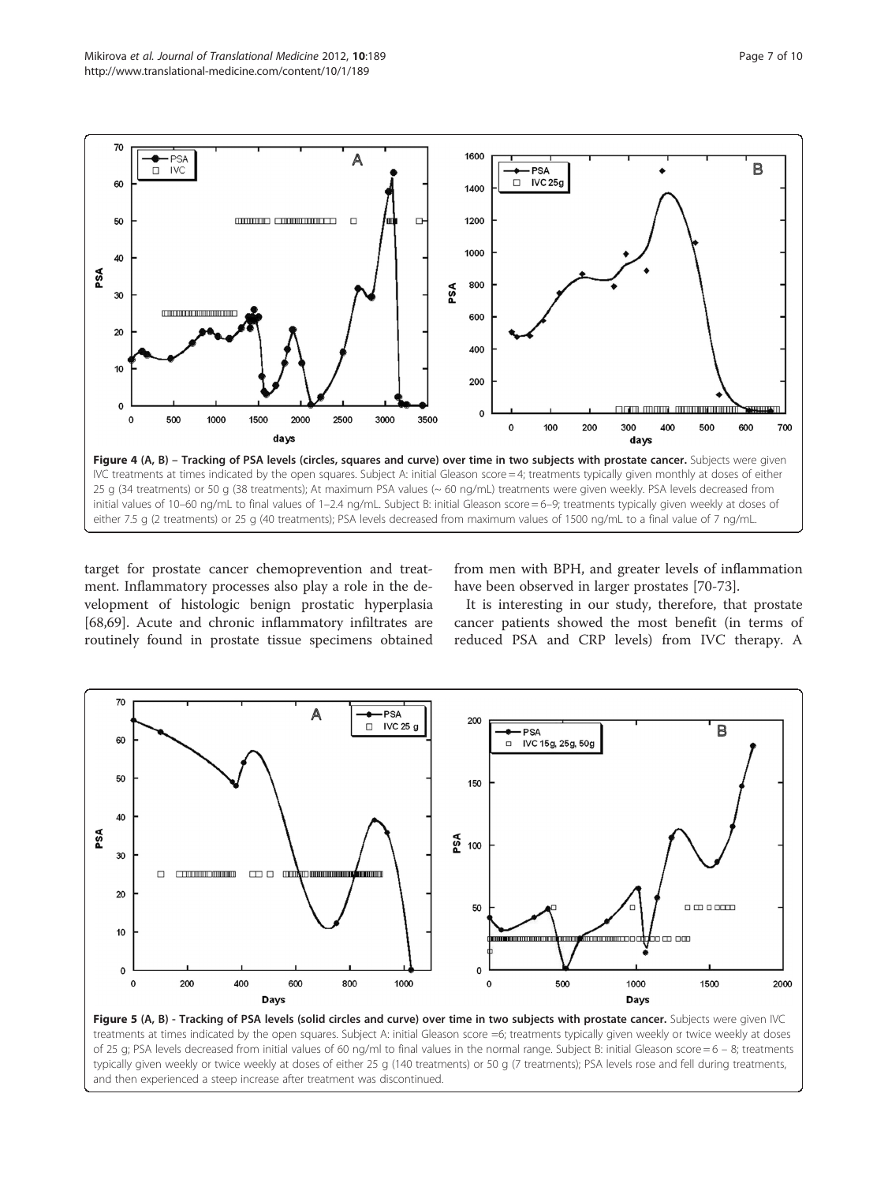**Figure 4 (A, B) – Tracking of PSA levels (circles, squares and curve) over time in two subjects with prostate cancer.** Subjects were given IVC treatments at times indicated by the open squares. Subject A: initial Gleason score = 4; treatments typically given monthly at doses of either 25 g (34 treatments) or 50 g (38 treatments); At maximum PSA values (~ 60 ng/mL) treatments were given weekly. PSA levels decreased from initial values of 10–60 ng/mL to final values of 1–2.4 ng/mL. Subject B: initial Gleason score = 6–9; treatments typically given weekly at doses of either 7.5 g (2 treatments) or 25 g (40 treatments); PSA levels decreased from maximum values of 1500 ng/mL to a final value of 7 ng/mL.

target for prostate cancer chemoprevention and treatment. Inflammatory processes also play a role in the development of histologic benign prostatic hyperplasia [68,69]. Acute and chronic inflammatory infiltrates are routinely found in prostate tissue specimens obtained from men with BPH, and greater levels of inflammation have been observed in larger prostates [70-73].

It is interesting in our study, therefore, that prostate cancer patients showed the most benefit (in terms of reduced PSA and CRP levels) from IVC therapy. A

**Figure 5 (A, B) - Tracking of PSA levels (solid circles and curve) over time in two subjects with prostate cancer.** Subjects were given IVC treatments at times indicated by the open squares. Subject A: initial Gleason score =6; treatments typically given weekly or twice weekly at doses of 25 g; PSA levels decreased from initial values of 60 ng/ml to final values in the normal range. Subject B: initial Gleason score = 6 – 8; treatments typically given weekly or twice weekly at doses of either 25 g (140 treatments) or 50 g (7 treatments); PSA levels rose and fell during treatments, and then experienced a steep increase after treatment was discontinued.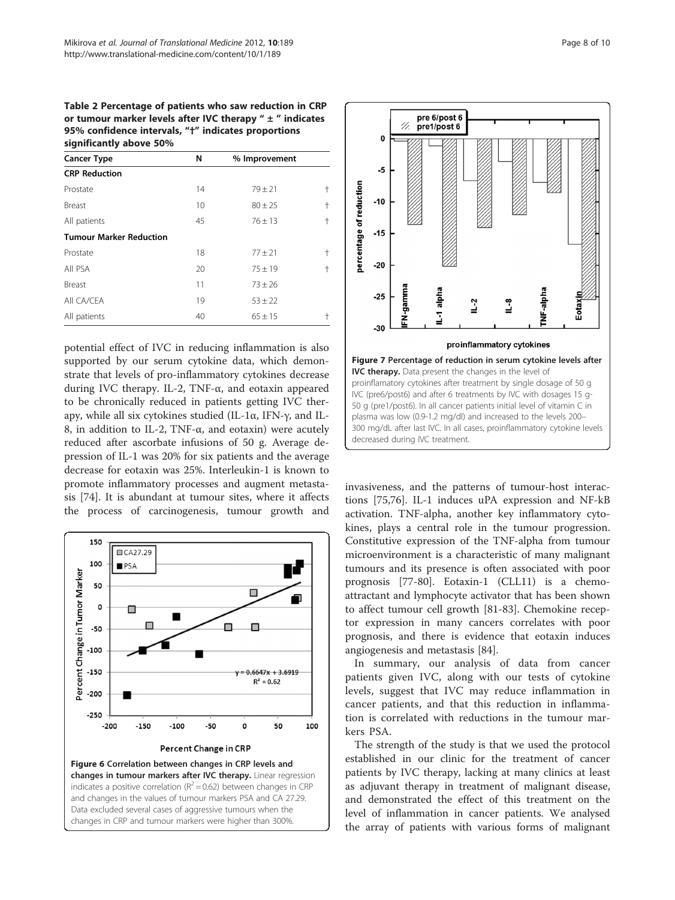**Table 2 Percentage of patients who saw reduction in CRP or tumour marker levels after IVC therapy " ± " indicates 95% confidence intervals, "†" indicates proportions significantly above 50%**

| Cancer Type | N | % Improvement | |
|---|---|---|---|
| **CRP Reduction** | | | |
| Prostate | 14 | 79 ± 21 | † |
| Breast | 10 | 80 ± 25 | † |
| All patients | 45 | 76 ± 13 | † |
| **Tumour Marker Reduction** | | | |
| Prostate | 18 | 77 ± 21 | † |
| All PSA | 20 | 75 ± 19 | † |
| Breast | 11 | 73 ± 26 | |
| All CA/CEA | 19 | 53 ± 22 | |
| All patients | 40 | 65 ± 15 | † |

potential effect of IVC in reducing inflammation is also supported by our serum cytokine data, which demonstrate that levels of pro-inflammatory cytokines decrease during IVC therapy. IL-2, TNF-α, and eotaxin appeared to be chronically reduced in patients getting IVC therapy, while all six cytokines studied (IL-1α, IFN-γ, and IL-8, in addition to IL-2, TNF-α, and eotaxin) were acutely reduced after ascorbate infusions of 50 g. Average depression of IL-1 was 20% for six patients and the average decrease for eotaxin was 25%. Interleukin-1 is known to promote inflammatory processes and augment metastasis [74]. It is abundant at tumour sites, where it affects the process of carcinogenesis, tumour growth and invasiveness, and the patterns of tumour-host interactions [75,76]. IL-1 induces uPA expression and NF-kB activation. TNF-alpha, another key inflammatory cytokines, plays a central role in the tumour progression. Constitutive expression of the TNF-alpha from tumour microenvironment is a characteristic of many malignant tumours and its presence is often associated with poor prognosis [77-80]. Eotaxin-1 (CLL11) is a chemoattractant and lymphocyte activator that has been shown to affect tumour cell growth [81-83]. Chemokine receptor expression in many cancers correlates with poor prognosis, and there is evidence that eotaxin induces angiogenesis and metastasis [84].

**Figure 6 Correlation between changes in CRP levels and changes in tumour markers after IVC therapy.** Linear regression indicates a positive correlation ($R^2 = 0.62$) between changes in CRP and changes in the values of tumour markers PSA and CA 27.29. Data excluded several cases of aggressive tumours when the changes in CRP and tumour markers were higher than 300%.

**Figure 7 Percentage of reduction in serum cytokine levels after IVC therapy.** Data present the changes in the level of proinflamatory cytokines after treatment by single dosage of 50 g IVC (pre6/post6) and after 6 treatments by IVC with dosages 15 g-50 g (pre1/post6). In all cancer patients initial level of vitamin C in plasma was low (0.9-1.2 mg/dl) and increased to the levels 200–300 mg/dL after last IVC. In all cases, proinflammatory cytokine levels decreased during IVC treatment.

In summary, our analysis of data from cancer patients given IVC, along with our tests of cytokine levels, suggest that IVC may reduce inflammation in cancer patients, and that this reduction in inflammation is correlated with reductions in the tumour markers PSA.

The strength of the study is that we used the protocol established in our clinic for the treatment of cancer patients by IVC therapy, lacking at many clinics at least as adjuvant therapy in treatment of malignant disease, and demonstrated the effect of this treatment on the level of inflammation in cancer patients. We analysed the array of patients with various forms of malignant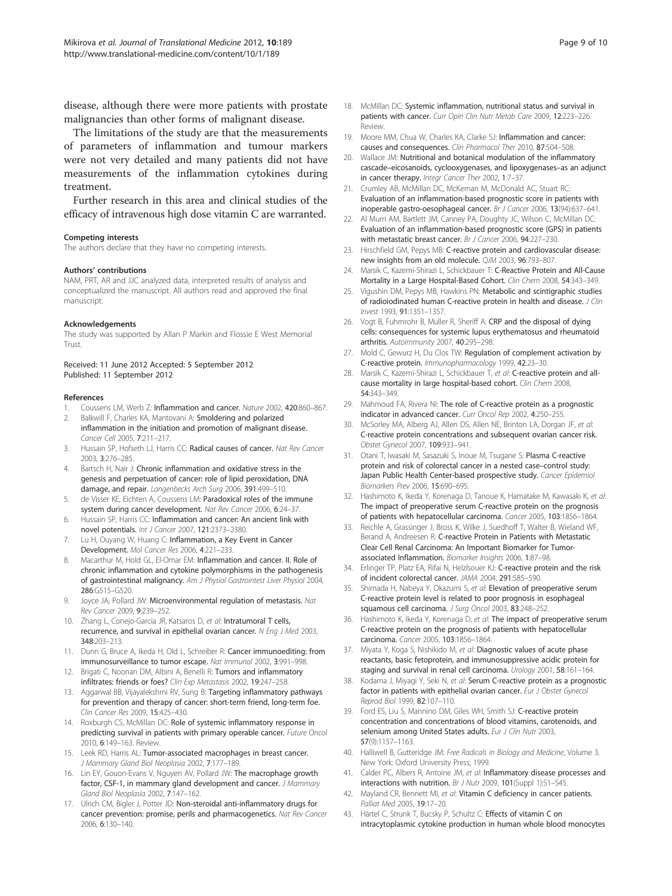disease, although there were more patients with prostate malignancies than other forms of malignant disease.

The limitations of the study are that the measurements of parameters of inflammation and tumour markers were not very detailed and many patients did not have measurements of the inflammation cytokines during treatment.

Further research in this area and clinical studies of the efficacy of intravenous high dose vitamin C are warranted.

#### Competing interests

The authors declare that they have no competing interests.

#### Authors' contributions

NAM, PRT, AR and JJC analyzed data, interpreted results of analysis and conceptualized the manuscript. All authors read and approved the final manuscript.

#### Acknowledgements

The study was supported by Allan P Markin and Flossie E West Memorial Trust.

Received: 11 June 2012 Accepted: 5 September 2012
Published: 11 September 2012

#### References

1. Coussens LM, Werb Z: **Inflammation and cancer.** *Nature* 2002, **420**:860–867.
2. Balkwill F, Charles KA, Mantovani A: **Smoldering and polarized inflammation in the initiation and promotion of malignant disease.** *Cancer Cell* 2005, **7**:211–217.
3. Hussain SP, Hofseth LJ, Harris CC: **Radical causes of cancer.** *Nat Rev Cancer* 2003, **3**:276–285.
4. Bartsch H, Nair J: **Chronic inflammation and oxidative stress in the genesis and perpetuation of cancer: role of lipid peroxidation, DNA damage, and repair.** *Langenbecks Arch Surg* 2006, **391**:499–510.
5. de Visser KE, Eichten A, Coussens LM: **Paradoxical roles of the immune system during cancer development.** *Nat Rev Cancer* 2006, **6**:24–37.
6. Hussain SP, Harris CC: **Inflammation and cancer: An ancient link with novel potentials.** *Int J Cancer* 2007, **121**:2373–2380.
7. Lu H, Ouyang W, Huang C: **Inflammation, a Key Event in Cancer Development.** *Mol Cancer Res* 2006, **4**:221–233.
8. Macarthur M, Hold GL, El-Omar EM: **Inflammation and cancer. II. Role of chronic inflammation and cytokine polymorphisms in the pathogenesis of gastrointestinal malignancy.** *Am J Physiol Gastrointest Liver Physiol* 2004, **286**:G515–G520.
9. Joyce JA, Pollard JW: **Microenvironmental regulation of metastasis.** *Nat Rev Cancer* 2009, **9**:239–252.
10. Zhang L, Conejo-Garcia JR, Katsaros D, *et al*: **Intratumoral T cells, recurrence, and survival in epithelial ovarian cancer.** *N Eng J Med* 2003, **348**:203–213.
11. Dunn G, Bruce A, Ikeda H, Old L, Schreiber R: **Cancer immunoediting: from immunosurveillance to tumor escape.** *Nat Immunol* 2002, **3**:991–998.
12. Brigati C, Noonan DM, Albini A, Benelli R: **Tumors and inflammatory infiltrates: friends or foes?** *Clin Exp Metastasis* 2002, **19**:247–258.
13. Aggarwal BB, Vijayalekshmi RV, Sung B: **Targeting inflammatory pathways for prevention and therapy of cancer: short-term friend, long-term foe.** *Clin Cancer Res* 2009, **15**:425–430.
14. Roxburgh CS, McMillan DC: **Role of systemic inflammatory response in predicting survival in patients with primary operable cancer.** *Future Oncol* 2010, **6**:149–163. Review.
15. Leek RD, Harris AL: **Tumor-associated macrophages in breast cancer.** *J Mammary Gland Biol Neoplasia* 2002, **7**:177–189.
16. Lin EY, Gouon-Evans V, Nguyen AV, Pollard JW: **The macrophage growth factor, CSF-1, in mammary gland development and cancer.** *J Mammary Gland Biol Neoplasia* 2002, **7**:147–162.
17. Ulrich CM, Bigler J, Potter JD: **Non-steroidal anti-inflammatory drugs for cancer prevention: promise, perils and pharmacogenetics.** *Nat Rev Cancer* 2006, **6**:130–140.
18. McMillan DC: **Systemic inflammation, nutritional status and survival in patients with cancer.** *Curr Opin Clin Nutr Metab Care* 2009, **12**:223–226. Review.
19. Moore MM, Chua W, Charles KA, Clarke SJ: **Inflammation and cancer: causes and consequences.** *Clin Pharmacol Ther* 2010, **87**:504–508.
20. Wallace JM: **Nutritional and botanical modulation of the inflammatory cascade–eicosanoids, cyclooxygenases, and lipoxygenases–as an adjunct in cancer therapy.** *Integr Cancer Ther* 2002, **1**:7–37.
21. Crumley AB, McMillan DC, McKernan M, McDonald AC, Stuart RC: **Evaluation of an inflammation-based prognostic score in patients with inoperable gastro-oesophageal cancer.** *Br J Cancer* 2006, **13**(94):637–641.
22. Al Murri AM, Bartlett JM, Canney PA, Doughty JC, Wilson C, McMillan DC: **Evaluation of an inflammation-based prognostic score (GPS) in patients with metastatic breast cancer.** *Br J Cancer* 2006, **94**:227–230.
23. Hirschfield GM, Pepys MB: **C-reactive protein and cardiovascular disease: new insights from an old molecule.** *QJM* 2003, **96**:793–807.
24. Marsik C, Kazemi-Shirazi L, Schickbauer T: **C-Reactive Protein and All-Cause Mortality in a Large Hospital-Based Cohort.** *Clin Chem* 2008, **54**:343–349.
25. Vigushin DM, Pepys MB, Hawkins PN: **Metabolic and scintigraphic studies of radioiodinated human C-reactive protein in health and disease.** *J Clin Invest* 1993, **91**:1351–1357.
26. Vogt B, Fuhrnrohr B, Muller R, Sheriff A: **CRP and the disposal of dying cells: consequences for systemic lupus erythematosus and rheumatoid arthritis.** *Autoimmunity* 2007, **40**:295–298.
27. Mold C, Gewurz H, Du Clos TW: **Regulation of complement activation by C-reactive protein.** *Immunopharmacology* 1999, **42**:23–30.
28. Marsik C, Kazemi-Shirazi L, Schickbauer T, *et al*: **C-reactive protein and all-cause mortality in large hospital-based cohort.** *Clin Chem* 2008, **54**:343–349.
29. Mahmoud FA, Rivera NI: **The role of C-reactive protein as a prognostic indicator in advanced cancer.** *Curr Oncol Rep* 2002, **4**:250–255.
30. McSorley MA, Alberg AJ, Allen DS, Allen NE, Brinton LA, Dorgan JF, *et al*: **C-reactive protein concentrations and subsequent ovarian cancer risk.** *Obstet Gynecol* 2007, **109**:933–941.
31. Otani T, Iwasaki M, Sasazuki S, Inoue M, Tsugane S: **Plasma C-reactive protein and risk of colorectal cancer in a nested case–control study: Japan Public Health Center-based prospective study.** *Cancer Epidemiol Biomarkers Prev* 2006, **15**:690–695.
32. Hashimoto K, Ikeda Y, Korenaga D, Tanoue K, Hamatake M, Kawasaki K, *et al*: **The impact of preoperative serum C-reactive protein on the prognosis of patients with hepatocellular carcinoma.** *Cancer* 2005, **103**:1856–1864.
33. Reichle A, Grassinger J, Bross K, Wilke J, Suedhoff T, Walter B, Wieland WF, Berand A, Andreesen R: **C-reactive Protein in Patients with Metastatic Clear Cell Renal Carcinoma: An Important Biomarker for Tumor-associated Inflammation.** *Biomarker Insights* 2006, **1**:87–98.
34. Erlinger TP, Platz EA, Rifai N, Helzlsouer KJ: **C-reactive protein and the risk of incident colorectal cancer.** *JAMA* 2004, **291**:585–590.
35. Shimada H, Nabeya Y, Okazumi S, *et al*: **Elevation of preoperative serum C-reactive protein level is related to poor prognosis in esophageal squamous cell carcinoma.** *J Surg Oncol* 2003, **83**:248–252.
36. Hashimoto K, Ikeda Y, Korenaga D, *et al*: **The impact of preoperative serum C-reactive protein on the prognosis of patients with hepatocellular carcinoma.** *Cancer* 2005, **103**:1856–1864.
37. Miyata Y, Koga S, Nishikido M, *et al*: **Diagnostic values of acute phase reactants, basic fetoprotein, and immunosuppressive acidic protein for staging and survival in renal cell carcinoma.** *Urology* 2001, **58**:161–164.
38. Kodama J, Miyagi Y, Seki N, *et al*: **Serum C-reactive protein as a prognostic factor in patients with epithelial ovarian cancer.** *Eur J Obstet Gynecol Reprod Biol* 1999, **82**:107–110.
39. Ford ES, Liu S, Mannino DM, Giles WH, Smith SJ: **C-reactive protein concentration and concentrations of blood vitamins, carotenoids, and selenium among United States adults.** *Eur J Clin Nutr* 2003, **57**(9):1157–1163.
40. Halliwell B, Gutteridge JM: *Free Radicals in Biology and Medicine*, Volume 3. New York: Oxford University Press; 1999.
41. Calder PC, Albers R, Antoine JM, *et al*: **Inflammatory disease processes and interactions with nutrition.** *Br J Nutr* 2009, **101**(Suppl 1):S1–S45.
42. Mayland CR, Bennett MI, *et al*: **Vitamin C deficiency in cancer patients.** *Palliat Med* 2005, **19**:17–20.
43. Härtel C, Strunk T, Bucsky P, Schultz C: **Effects of vitamin C on intracytoplasmic cytokine production in human whole blood monocytes**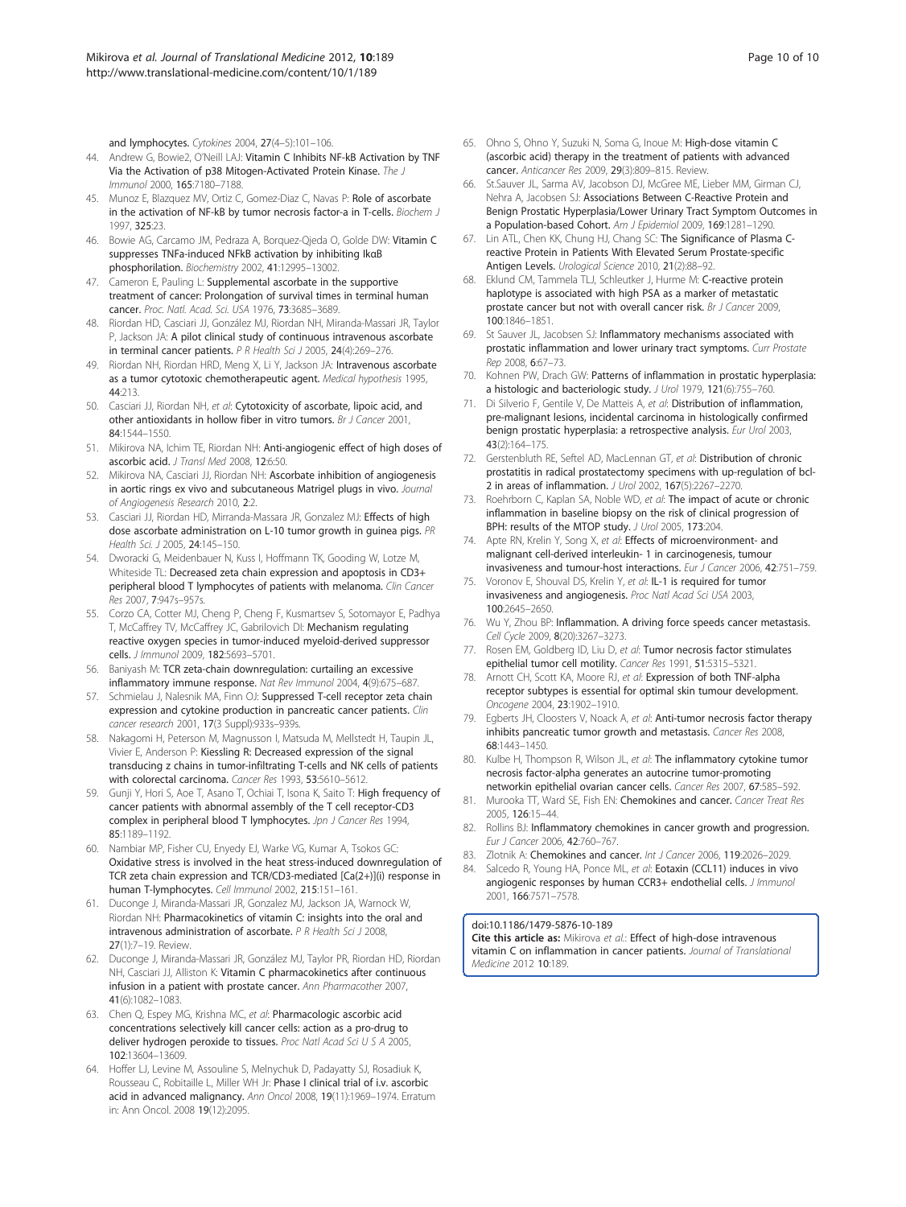and lymphocytes. *Cytokines* 2004, **27**(4–5):101–106.

44. Andrew G, Bowie2, O'Neill LAJ: **Vitamin C Inhibits NF-kB Activation by TNF Via the Activation of p38 Mitogen-Activated Protein Kinase.** *The J Immunol* 2000, **165**:7180–7188.
45. Munoz E, Blazquez MV, Ortiz C, Gomez-Diaz C, Navas P: **Role of ascorbate in the activation of NF-kB by tumor necrosis factor-a in T-cells.** *Biochem J* 1997, **325**:23.
46. Bowie AG, Carcamo JM, Pedraza A, Borquez-Qjeda O, Golde DW: **Vitamin C suppresses TNFa-induced NFkB activation by inhibiting IkaB phosphorilation.** *Biochemistry* 2002, **41**:12995–13002.
47. Cameron E, Pauling L: **Supplemental ascorbate in the supportive treatment of cancer: Prolongation of survival times in terminal human cancer.** *Proc. Natl. Acad. Sci. USA* 1976, **73**:3685–3689.
48. Riordan HD, Casciari JJ, González MJ, Riordan NH, Miranda-Massari JR, Taylor P, Jackson JA: **A pilot clinical study of continuous intravenous ascorbate in terminal cancer patients.** *P R Health Sci J* 2005, **24**(4):269–276.
49. Riordan NH, Riordan HRD, Meng X, Li Y, Jackson JA: **Intravenous ascorbate as a tumor cytotoxic chemotherapeutic agent.** *Medical hypothesis* 1995, **44**:213.
50. Casciari JJ, Riordan NH, *et al*: **Cytotoxicity of ascorbate, lipoic acid, and other antioxidants in hollow fiber in vitro tumors.** *Br J Cancer* 2001, **84**:1544–1550.
51. Mikirova NA, Ichim TE, Riordan NH: **Anti-angiogenic effect of high doses of ascorbic acid.** *J Transl Med* 2008, **12**:6:50.
52. Mikirova NA, Casciari JJ, Riordan NH: **Ascorbate inhibition of angiogenesis in aortic rings ex vivo and subcutaneous Matrigel plugs in vivo.** *Journal of Angiogenesis Research* 2010, **2**:2.
53. Casciari JJ, Riordan HD, Mirranda-Massara JR, Gonzalez MJ: **Effects of high dose ascorbate administration on L-10 tumor growth in guinea pigs.** *PR Health Sci. J* 2005, **24**:145–150.
54. Dworacki G, Meidenbauer N, Kuss I, Hoffmann TK, Gooding W, Lotze M, Whiteside TL: **Decreased zeta chain expression and apoptosis in CD3+ peripheral blood T lymphocytes of patients with melanoma.** *Clin Cancer Res* 2007, **7**:947s–957s.
55. Corzo CA, Cotter MJ, Cheng P, Cheng F, Kusmartsev S, Sotomayor E, Padhya T, McCaffrey TV, McCaffrey JC, Gabrilovich DI: **Mechanism regulating reactive oxygen species in tumor-induced myeloid-derived suppressor cells.** *J Immunol* 2009, **182**:5693–5701.
56. Baniyash M: **TCR zeta-chain downregulation: curtailing an excessive inflammatory immune response.** *Nat Rev Immunol* 2004, **4**(9):675–687.
57. Schmielau J, Nalesnik MA, Finn OJ: **Suppressed T-cell receptor zeta chain expression and cytokine production in pancreatic cancer patients.** *Clin cancer research* 2001, **17**(3 Suppl):933s–939s.
58. Nakagomi H, Peterson M, Magnusson I, Matsuda M, Mellstedt H, Taupin JL, Vivier E, Anderson P: **Kiessling R: Decreased expression of the signal transducing z chains in tumor-infiltrating T-cells and NK cells of patients with colorectal carcinoma.** *Cancer Res* 1993, **53**:5610–5612.
59. Gunji Y, Hori S, Aoe T, Asano T, Ochiai T, Isona K, Saito T: **High frequency of cancer patients with abnormal assembly of the T cell receptor-CD3 complex in peripheral blood T lymphocytes.** *Jpn J Cancer Res* 1994, **85**:1189–1192.
60. Nambiar MP, Fisher CU, Enyedy EJ, Warke VG, Kumar A, Tsokos GC: **Oxidative stress is involved in the heat stress-induced downregulation of TCR zeta chain expression and TCR/CD3-mediated [Ca(2+)](i) response in human T-lymphocytes.** *Cell Immunol* 2002, **215**:151–161.
61. Duconge J, Miranda-Massari JR, Gonzalez MJ, Jackson JA, Warnock W, Riordan NH: **Pharmacokinetics of vitamin C: insights into the oral and intravenous administration of ascorbate.** *P R Health Sci J* 2008, **27**(1):7–19. Review.
62. Duconge J, Miranda-Massari JR, González MJ, Taylor PR, Riordan HD, Riordan NH, Casciari JJ, Alliston K: **Vitamin C pharmacokinetics after continuous infusion in a patient with prostate cancer.** *Ann Pharmacother* 2007, **41**(6):1082–1083.
63. Chen Q, Espey MG, Krishna MC, *et al*: **Pharmacologic ascorbic acid concentrations selectively kill cancer cells: action as a pro-drug to deliver hydrogen peroxide to tissues.** *Proc Natl Acad Sci U S A* 2005, **102**:13604–13609.
64. Hoffer LJ, Levine M, Assouline S, Melnychuk D, Padayatty SJ, Rosadiuk K, Rousseau C, Robitaille L, Miller WH Jr: **Phase I clinical trial of i.v. ascorbic acid in advanced malignancy.** *Ann Oncol* 2008, **19**(11):1969–1974. Erratum in: Ann Oncol. 2008 **19**(12):2095.
65. Ohno S, Ohno Y, Suzuki N, Soma G, Inoue M: **High-dose vitamin C (ascorbic acid) therapy in the treatment of patients with advanced cancer.** *Anticancer Res* 2009, **29**(3):809–815. Review.
66. St.Sauver JL, Sarma AV, Jacobson DJ, McGree ME, Lieber MM, Girman CJ, Nehra A, Jacobsen SJ: **Associations Between C-Reactive Protein and Benign Prostatic Hyperplasia/Lower Urinary Tract Symptom Outcomes in a Population-based Cohort.** *Am J Epidemiol* 2009, **169**:1281–1290.
67. Lin ATL, Chen KK, Chung HJ, Chang SC: **The Significance of Plasma C-reactive Protein in Patients With Elevated Serum Prostate-specific Antigen Levels.** *Urological Science* 2010, **21**(2):88–92.
68. Eklund CM, Tammela TLJ, Schleutker J, Hurme M: **C-reactive protein haplotype is associated with high PSA as a marker of metastatic prostate cancer but not with overall cancer risk.** *Br J Cancer* 2009, **100**:1846–1851.
69. St Sauver JL, Jacobsen SJ: **Inflammatory mechanisms associated with prostatic inflammation and lower urinary tract symptoms.** *Curr Prostate Rep* 2008, **6**:67–73.
70. Kohnen PW, Drach GW: **Patterns of inflammation in prostatic hyperplasia: a histologic and bacteriologic study.** *J Urol* 1979, **121**(6):755–760.
71. Di Silverio F, Gentile V, De Matteis A, *et al*: **Distribution of inflammation, pre-malignant lesions, incidental carcinoma in histologically confirmed benign prostatic hyperplasia: a retrospective analysis.** *Eur Urol* 2003, **43**(2):164–175.
72. Gerstenbluth RE, Seftel AD, MacLennan GT, *et al*: **Distribution of chronic prostatitis in radical prostatectomy specimens with up-regulation of bcl-2 in areas of inflammation.** *J Urol* 2002, **167**(5):2267–2270.
73. Roehrborn C, Kaplan SA, Noble WD, *et al*: **The impact of acute or chronic inflammation in baseline biopsy on the risk of clinical progression of BPH: results of the MTOP study.** *J Urol* 2005, **173**:204.
74. Apte RN, Krelin Y, Song X, *et al*: **Effects of microenvironment- and malignant cell-derived interleukin- 1 in carcinogenesis, tumour invasiveness and tumour-host interactions.** *Eur J Cancer* 2006, **42**:751–759.
75. Voronov E, Shouval DS, Krelin Y, *et al*: **IL-1 is required for tumor invasiveness and angiogenesis.** *Proc Natl Acad Sci USA* 2003, **100**:2645–2650.
76. Wu Y, Zhou BP: **Inflammation. A driving force speeds cancer metastasis.** *Cell Cycle* 2009, **8**(20):3267–3273.
77. Rosen EM, Goldberg ID, Liu D, *et al*: **Tumor necrosis factor stimulates epithelial tumor cell motility.** *Cancer Res* 1991, **51**:5315–5321.
78. Arnott CH, Scott KA, Moore RJ, *et al*: **Expression of both TNF-alpha receptor subtypes is essential for optimal skin tumour development.** *Oncogene* 2004, **23**:1902–1910.
79. Egberts JH, Cloosters V, Noack A, *et al*: **Anti-tumor necrosis factor therapy inhibits pancreatic tumor growth and metastasis.** *Cancer Res* 2008, **68**:1443–1450.
80. Kulbe H, Thompson R, Wilson JL, *et al*: **The inflammatory cytokine tumor necrosis factor-alpha generates an autocrine tumor-promoting networkin epithelial ovarian cancer cells.** *Cancer Res* 2007, **67**:585–592.
81. Murooka TT, Ward SE, Fish EN: **Chemokines and cancer.** *Cancer Treat Res* 2005, **126**:15–44.
82. Rollins BJ: **Inflammatory chemokines in cancer growth and progression.** *Eur J Cancer* 2006, **42**:760–767.
83. Zlotnik A: **Chemokines and cancer.** *Int J Cancer* 2006, **119**:2026–2029.
84. Salcedo R, Young HA, Ponce ML, *et al*: **Eotaxin (CCL11) induces in vivo angiogenic responses by human CCR3+ endothelial cells.** *J Immunol* 2001, **166**:7571–7578.

doi:10.1186/1479-5876-10-189

**Cite this article as:** Mikirova *et al*.: Effect of high-dose intravenous vitamin C on inflammation in cancer patients. *Journal of Translational Medicine* 2012 **10**:189.